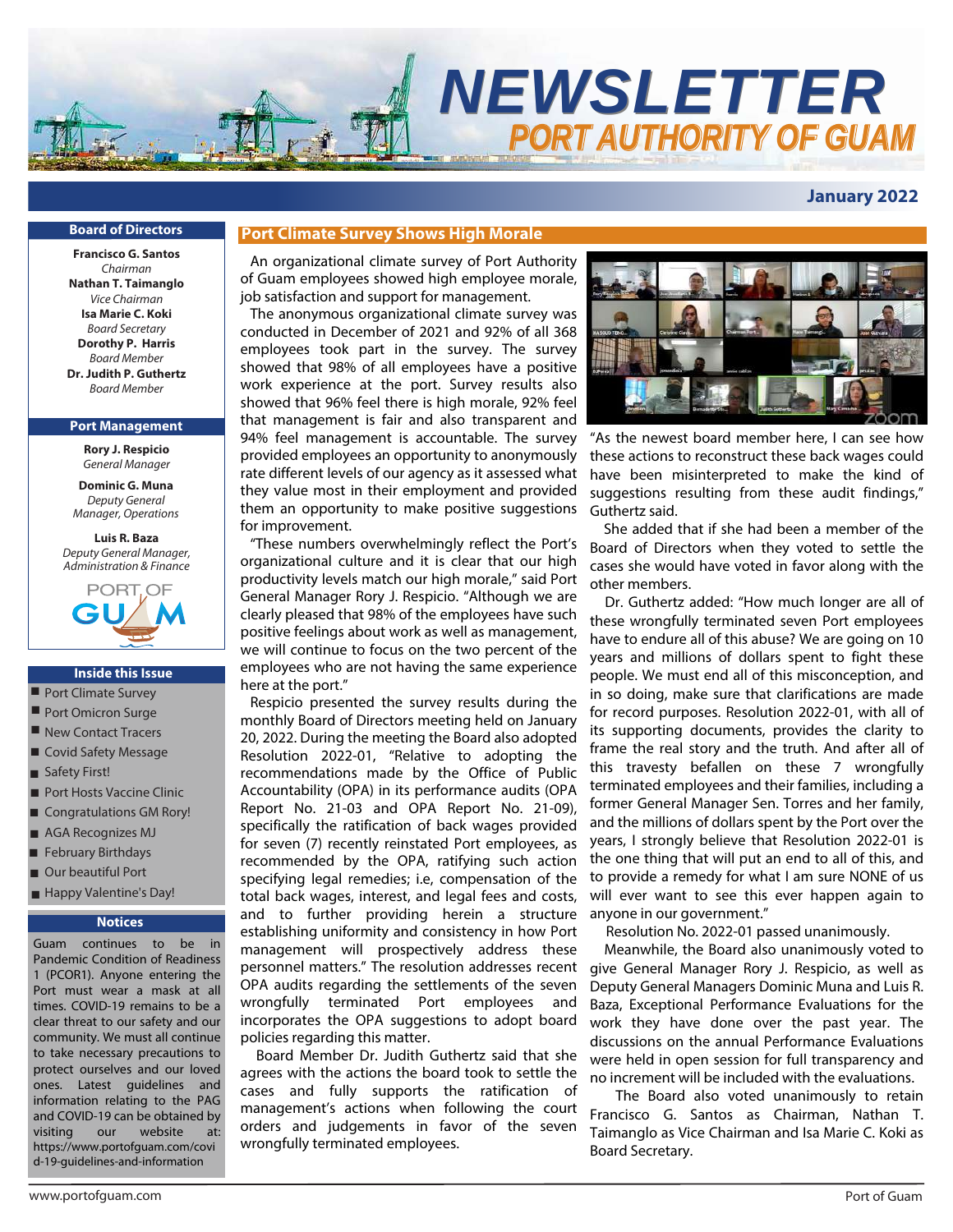# NEWSLETTER

## PORT AUTHORITY OF GUAM

**January 2022**

### Board of Directors

**Francisco G. Santos**
*Chairman*
**Nathan T. Taimanglo**
*Vice Chairman*
**Isa Marie C. Koki**
*Board Secretary*
**Dorothy P. Harris**
*Board Member*
**Dr. Judith P. Guthertz**
*Board Member*

### Port Management

**Rory J. Respicio**
*General Manager*

**Dominic G. Muna**
*Deputy General Manager, Operations*

**Luis R. Baza**
*Deputy General Manager, Administration & Finance*

### Inside this Issue

- Port Climate Survey
- Port Omicron Surge
- New Contact Tracers
- Covid Safety Message
- Safety First!
- Port Hosts Vaccine Clinic
- Congratulations GM Rory!
- AGA Recognizes MJ
- February Birthdays
- Our beautiful Port
- Happy Valentine's Day!

### Notices

Guam continues to be in Pandemic Condition of Readiness 1 (PCOR1). Anyone entering the Port must wear a mask at all times. COVID-19 remains to be a clear threat to our safety and our community. We must all continue to take necessary precautions to protect ourselves and our loved ones. Latest guidelines and information relating to the PAG and COVID-19 can be obtained by visiting our website at: https://www.portofguam.com/covid-19-guidelines-and-information

## Port Climate Survey Shows High Morale

An organizational climate survey of Port Authority of Guam employees showed high employee morale, job satisfaction and support for management.

The anonymous organizational climate survey was conducted in December of 2021 and 92% of all 368 employees took part in the survey. The survey showed that 98% of all employees have a positive work experience at the port. Survey results also showed that 96% feel there is high morale, 92% feel that management is fair and also transparent and 94% feel management is accountable. The survey provided employees an opportunity to anonymously rate different levels of our agency as it assessed what they value most in their employment and provided them an opportunity to make positive suggestions for improvement.

"These numbers overwhelmingly reflect the Port's organizational culture and it is clear that our high productivity levels match our high morale," said Port General Manager Rory J. Respicio. "Although we are clearly pleased that 98% of the employees have such positive feelings about work as well as management, we will continue to focus on the two percent of the employees who are not having the same experience here at the port."

Respicio presented the survey results during the monthly Board of Directors meeting held on January 20, 2022. During the meeting the Board also adopted Resolution 2022-01, "Relative to adopting the recommendations made by the Office of Public Accountability (OPA) in its performance audits (OPA Report No. 21-03 and OPA Report No. 21-09), specifically the ratification of back wages provided for seven (7) recently reinstated Port employees, as recommended by the OPA, ratifying such action specifying legal remedies; i.e, compensation of the total back wages, interest, and legal fees and costs, and to further providing herein a structure establishing uniformity and consistency in how Port management will prospectively address these personnel matters." The resolution addresses recent OPA audits regarding the settlements of the seven wrongfully terminated Port employees and incorporates the OPA suggestions to adopt board policies regarding this matter.

Board Member Dr. Judith Guthertz said that she agrees with the actions the board took to settle the cases and fully supports the ratification of management's actions when following the court orders and judgements in favor of the seven wrongfully terminated employees.

"As the newest board member here, I can see how these actions to reconstruct these back wages could have been misinterpreted to make the kind of suggestions resulting from these audit findings," Guthertz said.

She added that if she had been a member of the Board of Directors when they voted to settle the cases she would have voted in favor along with the other members.

Dr. Guthertz added: "How much longer are all of these wrongfully terminated seven Port employees have to endure all of this abuse? We are going on 10 years and millions of dollars spent to fight these people. We must end all of this misconception, and in so doing, make sure that clarifications are made for record purposes. Resolution 2022-01, with all of its supporting documents, provides the clarity to frame the real story and the truth. And after all of this travesty befallen on these 7 wrongfully terminated employees and their families, including a former General Manager Sen. Torres and her family, and the millions of dollars spent by the Port over the years, I strongly believe that Resolution 2022-01 is the one thing that will put an end to all of this, and to provide a remedy for what I am sure NONE of us will ever want to see this ever happen again to anyone in our government."

Resolution No. 2022-01 passed unanimously.

Meanwhile, the Board also unanimously voted to give General Manager Rory J. Respicio, as well as Deputy General Managers Dominic Muna and Luis R. Baza, Exceptional Performance Evaluations for the work they have done over the past year. The discussions on the annual Performance Evaluations were held in open session for full transparency and no increment will be included with the evaluations.

The Board also voted unanimously to retain Francisco G. Santos as Chairman, Nathan T. Taimanglo as Vice Chairman and Isa Marie C. Koki as Board Secretary.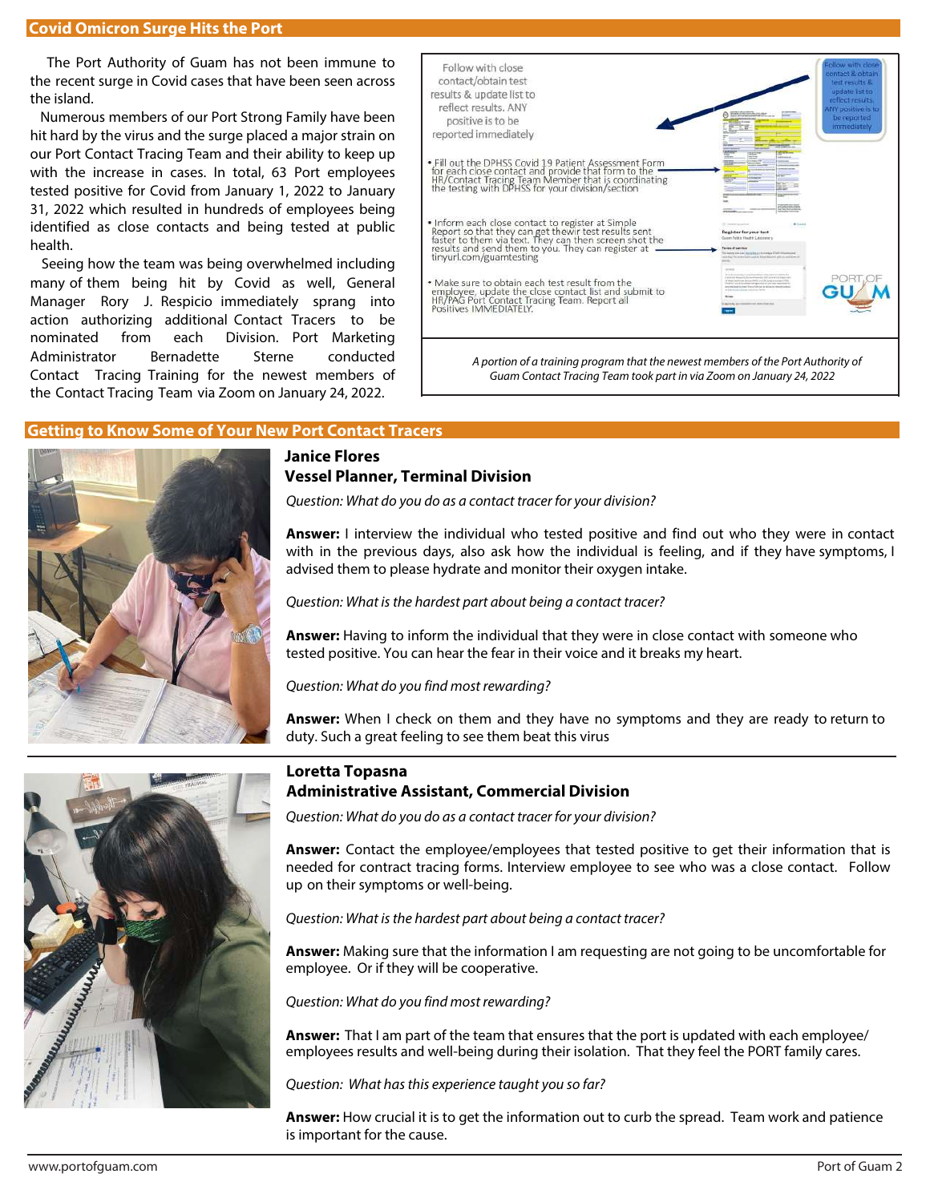## Covid Omicron Surge Hits the Port

The Port Authority of Guam has not been immune to the recent surge in Covid cases that have been seen across the island.

Numerous members of our Port Strong Family have been hit hard by the virus and the surge placed a major strain on our Port Contact Tracing Team and their ability to keep up with the increase in cases. In total, 63 Port employees tested positive for Covid from January 1, 2022 to January 31, 2022 which resulted in hundreds of employees being identified as close contacts and being tested at public health.

Seeing how the team was being overwhelmed including many of them being hit by Covid as well, General Manager Rory J. Respicio immediately sprang into action authorizing additional Contact Tracers to be nominated from each Division. Port Marketing Administrator Bernadette Sterne conducted Contact Tracing Training for the newest members of the Contact Tracing Team via Zoom on January 24, 2022.

Follow with close contact/obtain test results & update list to reflect results. ANY positive is to be reported immediately

- Fill out the DPHSS Covid 19 Patient Assessment Form for each close contact and provide that form to the HR/Contact Tracing Team Member that is coordinating the testing with DPHSS for your division/section
- Inform each close contact to register at Simple Report so that they can get thewir test results sent faster to them via text. They can then screen shot the results and send them to you. They can register at tinyurl.com/guamtesting
- Make sure to obtain each test result from the employee, update the close contact list and submit to HR/PAG Port Contact Tracing Team. Report all Positives IMMEDIATELY.

*A portion of a training program that the newest members of the Port Authority of Guam Contact Tracing Team took part in via Zoom on January 24, 2022*

## Getting to Know Some of Your New Port Contact Tracers

### Janice Flores
### Vessel Planner, Terminal Division

*Question: What do you do as a contact tracer for your division?*

**Answer:** I interview the individual who tested positive and find out who they were in contact with in the previous days, also ask how the individual is feeling, and if they have symptoms, I advised them to please hydrate and monitor their oxygen intake.

*Question: What is the hardest part about being a contact tracer?*

**Answer:** Having to inform the individual that they were in close contact with someone who tested positive. You can hear the fear in their voice and it breaks my heart.

*Question: What do you find most rewarding?*

**Answer:** When I check on them and they have no symptoms and they are ready to return to duty. Such a great feeling to see them beat this virus

### Loretta Topasna
### Administrative Assistant, Commercial Division

*Question: What do you do as a contact tracer for your division?*

**Answer:** Contact the employee/employees that tested positive to get their information that is needed for contract tracing forms. Interview employee to see who was a close contact. Follow up on their symptoms or well-being.

*Question: What is the hardest part about being a contact tracer?*

**Answer:** Making sure that the information I am requesting are not going to be uncomfortable for employee. Or if they will be cooperative.

*Question: What do you find most rewarding?*

**Answer:** That I am part of the team that ensures that the port is updated with each employee/ employees results and well-being during their isolation. That they feel the PORT family cares.

*Question: What has this experience taught you so far?*

**Answer:** How crucial it is to get the information out to curb the spread. Team work and patience is important for the cause.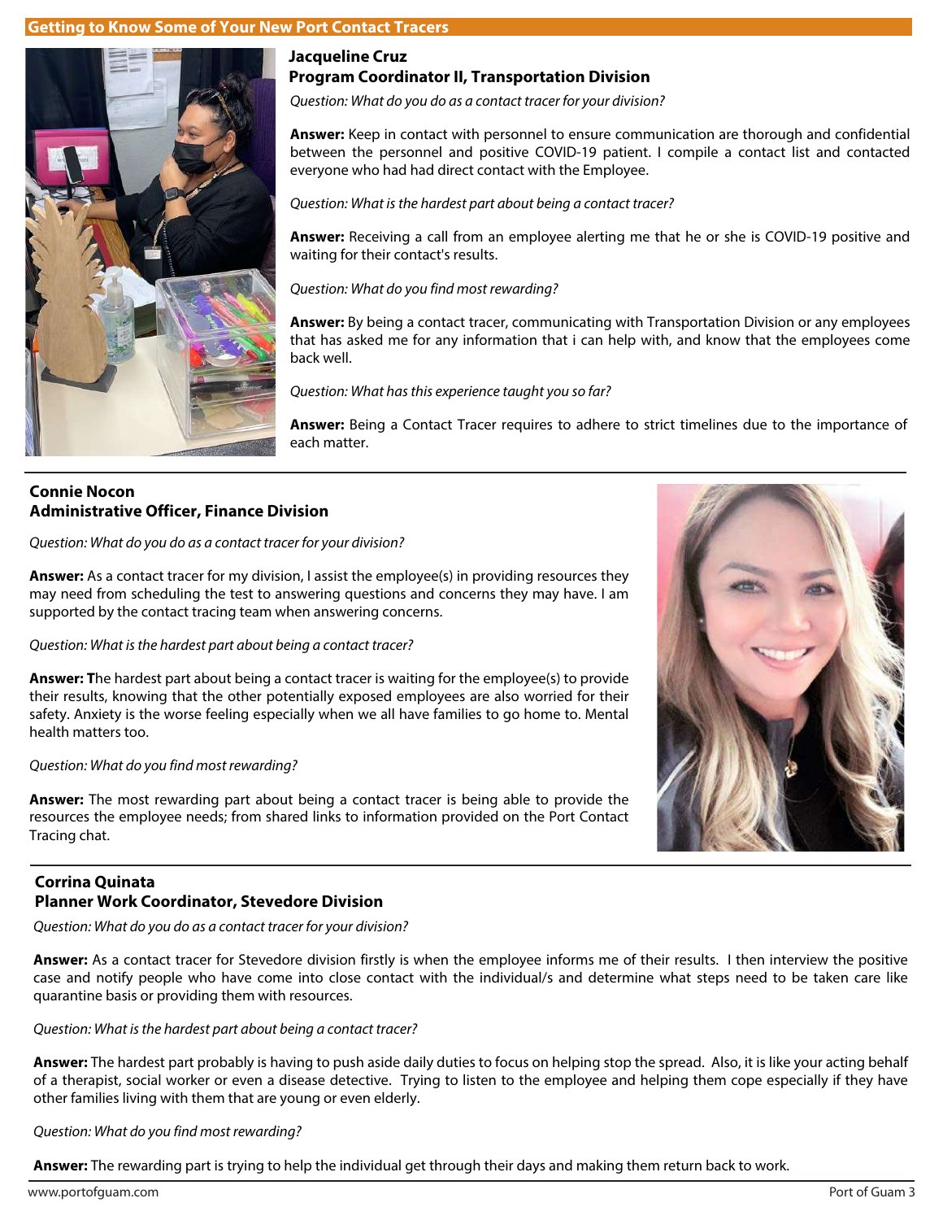## Getting to Know Some of Your New Port Contact Tracers

### Jacqueline Cruz
### Program Coordinator II, Transportation Division

*Question: What do you do as a contact tracer for your division?*

**Answer:** Keep in contact with personnel to ensure communication are thorough and confidential between the personnel and positive COVID-19 patient. I compile a contact list and contacted everyone who had had direct contact with the Employee.

*Question: What is the hardest part about being a contact tracer?*

**Answer:** Receiving a call from an employee alerting me that he or she is COVID-19 positive and waiting for their contact's results.

*Question: What do you find most rewarding?*

**Answer:** By being a contact tracer, communicating with Transportation Division or any employees that has asked me for any information that i can help with, and know that the employees come back well.

*Question: What has this experience taught you so far?*

**Answer:** Being a Contact Tracer requires to adhere to strict timelines due to the importance of each matter.

### Connie Nocon
### Administrative Officer, Finance Division

*Question: What do you do as a contact tracer for your division?*

**Answer:** As a contact tracer for my division, I assist the employee(s) in providing resources they may need from scheduling the test to answering questions and concerns they may have. I am supported by the contact tracing team when answering concerns.

*Question: What is the hardest part about being a contact tracer?*

**Answer: T**he hardest part about being a contact tracer is waiting for the employee(s) to provide their results, knowing that the other potentially exposed employees are also worried for their safety. Anxiety is the worse feeling especially when we all have families to go home to. Mental health matters too.

*Question: What do you find most rewarding?*

**Answer:** The most rewarding part about being a contact tracer is being able to provide the resources the employee needs; from shared links to information provided on the Port Contact Tracing chat.

### Corrina Quinata
### Planner Work Coordinator, Stevedore Division

*Question: What do you do as a contact tracer for your division?*

**Answer:** As a contact tracer for Stevedore division firstly is when the employee informs me of their results. I then interview the positive case and notify people who have come into close contact with the individual/s and determine what steps need to be taken care like quarantine basis or providing them with resources.

*Question: What is the hardest part about being a contact tracer?*

**Answer:** The hardest part probably is having to push aside daily duties to focus on helping stop the spread. Also, it is like your acting behalf of a therapist, social worker or even a disease detective. Trying to listen to the employee and helping them cope especially if they have other families living with them that are young or even elderly.

*Question: What do you find most rewarding?*

**Answer:** The rewarding part is trying to help the individual get through their days and making them return back to work.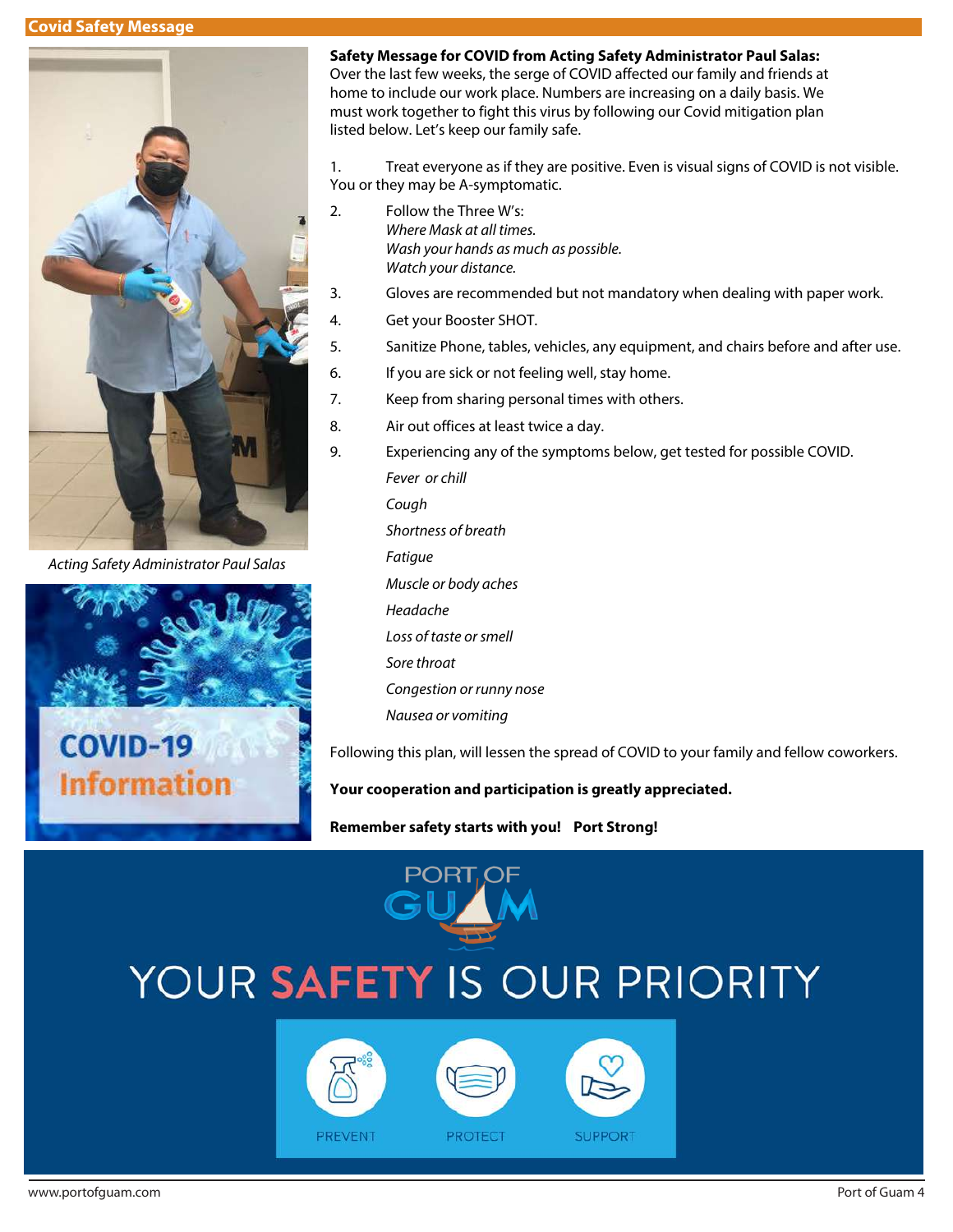## Covid Safety Message

Acting Safety Administrator Paul Salas

COVID-19 Information

**Safety Message for COVID from Acting Safety Administrator Paul Salas:**
Over the last few weeks, the serge of COVID affected our family and friends at home to include our work place. Numbers are increasing on a daily basis. We must work together to fight this virus by following our Covid mitigation plan listed below. Let's keep our family safe.

1. Treat everyone as if they are positive. Even is visual signs of COVID is not visible. You or they may be A-symptomatic.
2. Follow the Three W's:
   *Where Mask at all times.*
   *Wash your hands as much as possible.*
   *Watch your distance.*
3. Gloves are recommended but not mandatory when dealing with paper work.
4. Get your Booster SHOT.
5. Sanitize Phone, tables, vehicles, any equipment, and chairs before and after use.
6. If you are sick or not feeling well, stay home.
7. Keep from sharing personal times with others.
8. Air out offices at least twice a day.
9. Experiencing any of the symptoms below, get tested for possible COVID.
   *Fever or chill*
   *Cough*
   *Shortness of breath*
   *Fatigue*
   *Muscle or body aches*
   *Headache*
   *Loss of taste or smell*
   *Sore throat*
   *Congestion or runny nose*
   *Nausea or vomiting*

Following this plan, will lessen the spread of COVID to your family and fellow coworkers.

**Your cooperation and participation is greatly appreciated.**

**Remember safety starts with you! Port Strong!**

PORT OF GUAM

YOUR SAFETY IS OUR PRIORITY

PREVENT PROTECT SUPPORT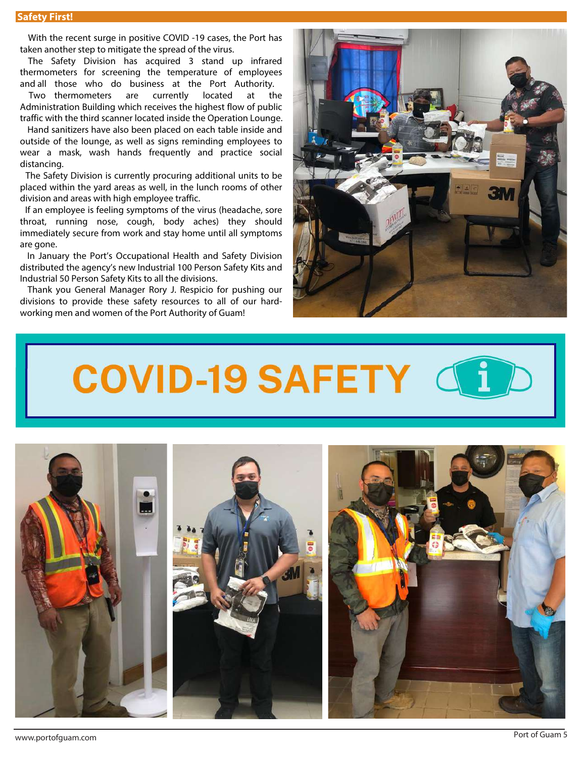## Safety First!

With the recent surge in positive COVID -19 cases, the Port has taken another step to mitigate the spread of the virus.

The Safety Division has acquired 3 stand up infrared thermometers for screening the temperature of employees and all those who do business at the Port Authority.

Two thermometers are currently located at the Administration Building which receives the highest flow of public traffic with the third scanner located inside the Operation Lounge.

Hand sanitizers have also been placed on each table inside and outside of the lounge, as well as signs reminding employees to wear a mask, wash hands frequently and practice social distancing.

The Safety Division is currently procuring additional units to be placed within the yard areas as well, in the lunch rooms of other division and areas with high employee traffic.

If an employee is feeling symptoms of the virus (headache, sore throat, running nose, cough, body aches) they should immediately secure from work and stay home until all symptoms are gone.

In January the Port's Occupational Health and Safety Division distributed the agency's new Industrial 100 Person Safety Kits and Industrial 50 Person Safety Kits to all the divisions.

Thank you General Manager Rory J. Respicio for pushing our divisions to provide these safety resources to all of our hard-working men and women of the Port Authority of Guam!

# COVID-19 SAFETY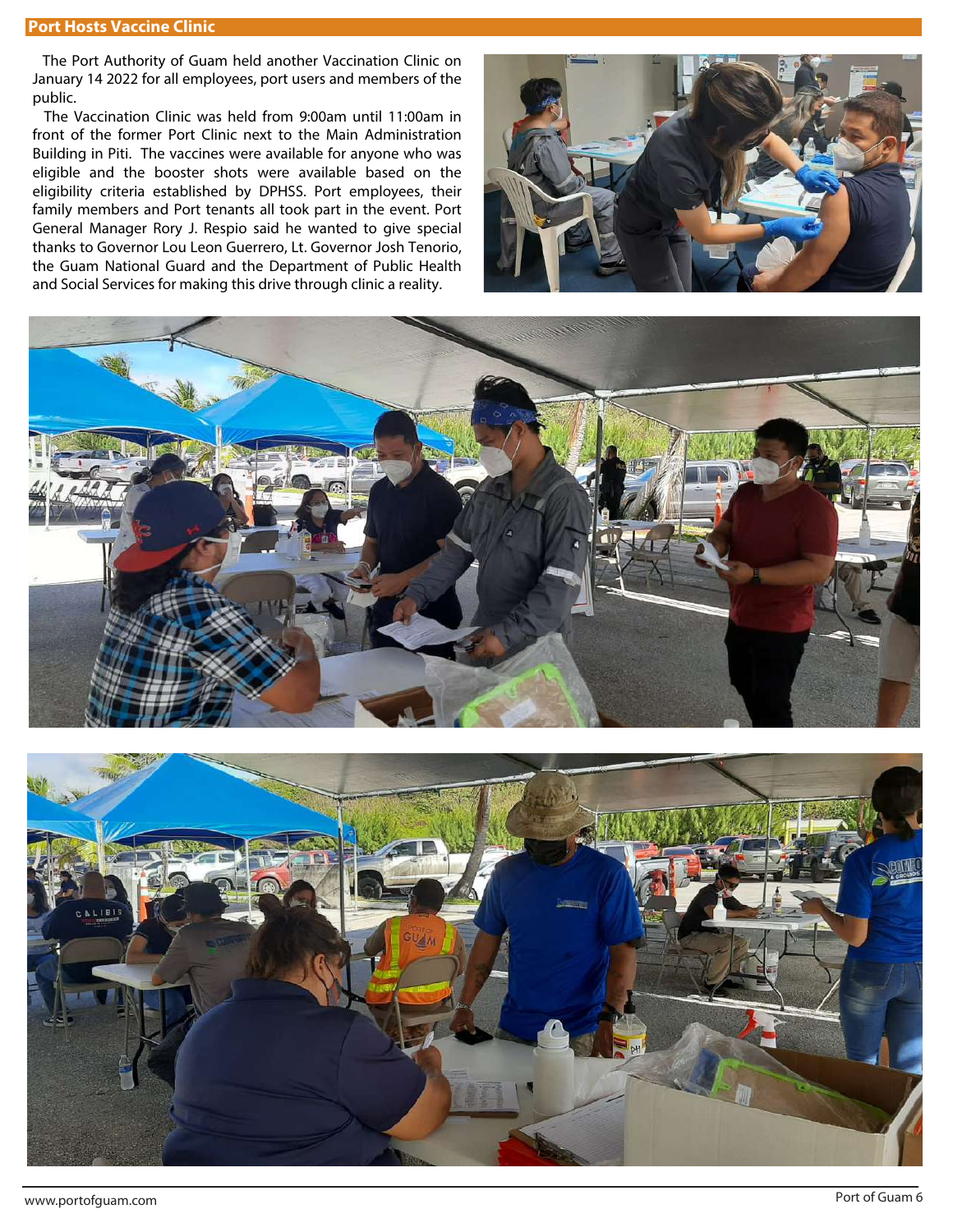## Port Hosts Vaccine Clinic

The Port Authority of Guam held another Vaccination Clinic on January 14 2022 for all employees, port users and members of the public.

The Vaccination Clinic was held from 9:00am until 11:00am in front of the former Port Clinic next to the Main Administration Building in Piti. The vaccines were available for anyone who was eligible and the booster shots were available based on the eligibility criteria established by DPHSS. Port employees, their family members and Port tenants all took part in the event. Port General Manager Rory J. Respio said he wanted to give special thanks to Governor Lou Leon Guerrero, Lt. Governor Josh Tenorio, the Guam National Guard and the Department of Public Health and Social Services for making this drive through clinic a reality.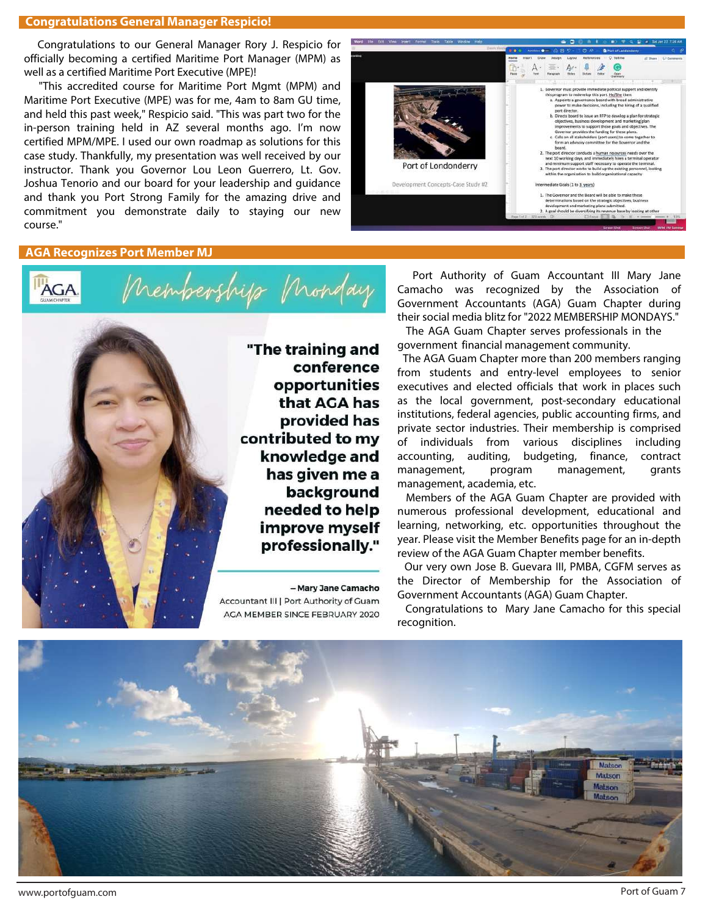## Congratulations General Manager Respicio!

Congratulations to our General Manager Rory J. Respicio for officially becoming a certified Maritime Port Manager (MPM) as well as a certified Maritime Port Executive (MPE)!

"This accredited course for Maritime Port Mgmt (MPM) and Maritime Port Executive (MPE) was for me, 4am to 8am GU time, and held this past week," Respicio said. "This was part two for the in-person training held in AZ several months ago. I'm now certified MPM/MPE. I used our own roadmap as solutions for this case study. Thankfully, my presentation was well received by our instructor. Thank you Governor Lou Leon Guerrero, Lt. Gov. Joshua Tenorio and our board for your leadership and guidance and thank you Port Strong Family for the amazing drive and commitment you demonstrate daily to staying our new course."

## AGA Recognizes Port Member MJ

Membership Monday

"The training and conference opportunities that AGA has provided has contributed to my knowledge and has given me a background needed to help improve myself professionally."

– Mary Jane Camacho
Accountant III | Port Authority of Guam
AGA MEMBER SINCE FEBRUARY 2020

Port Authority of Guam Accountant III Mary Jane Camacho was recognized by the Association of Government Accountants (AGA) Guam Chapter during their social media blitz for "2022 MEMBERSHIP MONDAYS."

The AGA Guam Chapter serves professionals in the government financial management community.

The AGA Guam Chapter more than 200 members ranging from students and entry-level employees to senior executives and elected officials that work in places such as the local government, post-secondary educational institutions, federal agencies, public accounting firms, and private sector industries. Their membership is comprised of individuals from various disciplines including accounting, auditing, budgeting, finance, contract management, program management, grants management, academia, etc.

Members of the AGA Guam Chapter are provided with numerous professional development, educational and learning, networking, etc. opportunities throughout the year. Please visit the Member Benefits page for an in-depth review of the AGA Guam Chapter member benefits.

Our very own Jose B. Guevara III, PMBA, CGFM serves as the Director of Membership for the Association of Government Accountants (AGA) Guam Chapter.

Congratulations to Mary Jane Camacho for this special recognition.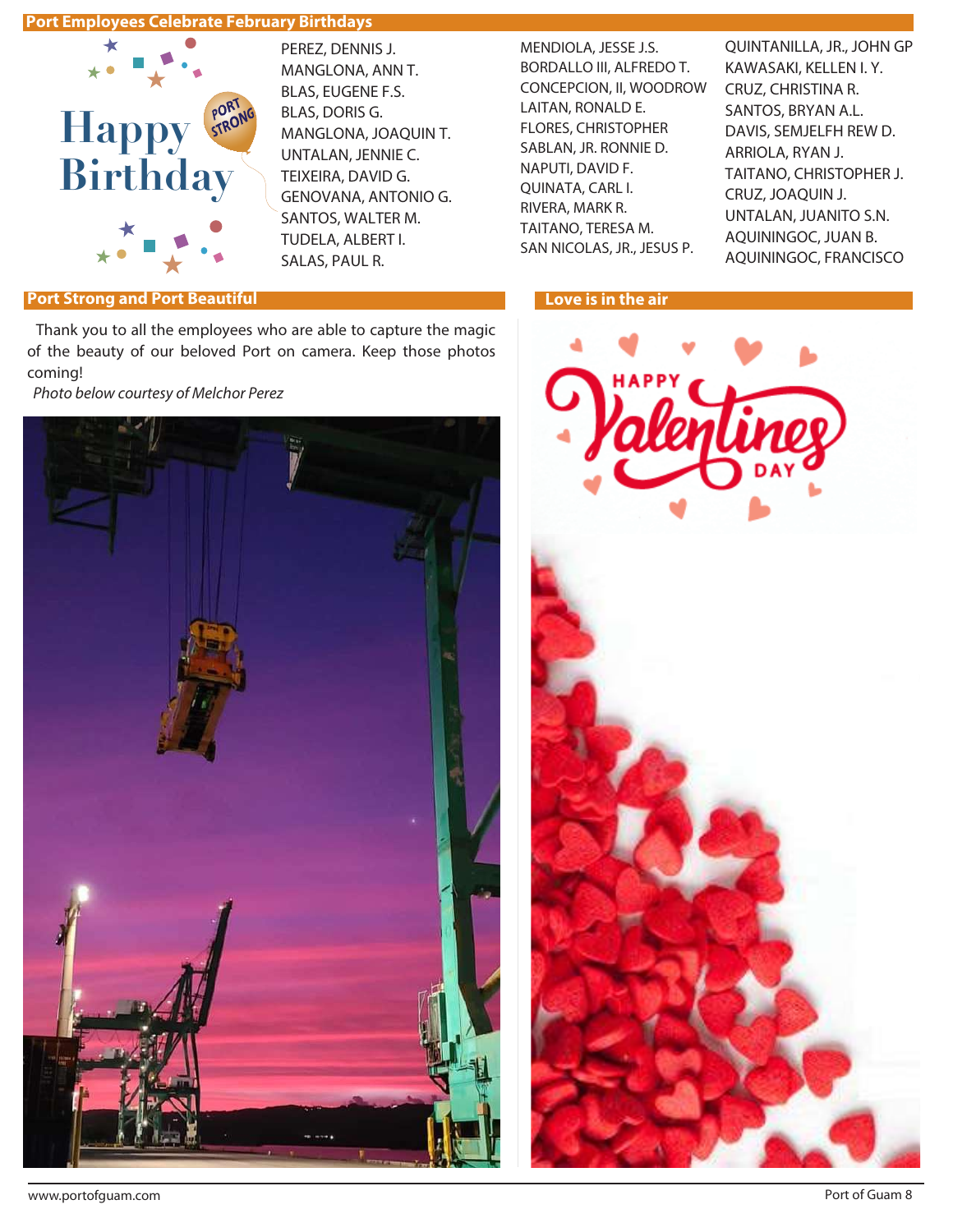## Port Employees Celebrate February Birthdays

Happy Birthday

PORT STRONG

PEREZ, DENNIS J.
MANGLONA, ANN T.
BLAS, EUGENE F.S.
BLAS, DORIS G.
MANGLONA, JOAQUIN T.
UNTALAN, JENNIE C.
TEIXEIRA, DAVID G.
GENOVANA, ANTONIO G.
SANTOS, WALTER M.
TUDELA, ALBERT I.
SALAS, PAUL R.
MENDIOLA, JESSE J.S.
BORDALLO III, ALFREDO T.
CONCEPCION, II, WOODROW
LAITAN, RONALD E.
FLORES, CHRISTOPHER
SABLAN, JR. RONNIE D.
NAPUTI, DAVID F.
QUINATA, CARL I.
RIVERA, MARK R.
TAITANO, TERESA M.
SAN NICOLAS, JR., JESUS P.
QUINTANILLA, JR., JOHN GP
KAWASAKI, KELLEN I. Y.
CRUZ, CHRISTINA R.
SANTOS, BRYAN A.L.
DAVIS, SEMJELFH REW D.
ARRIOLA, RYAN J.
TAITANO, CHRISTOPHER J.
CRUZ, JOAQUIN J.
UNTALAN, JUANITO S.N.
AQUININGOC, JUAN B.
AQUININGOC, FRANCISCO

## Port Strong and Port Beautiful

Thank you to all the employees who are able to capture the magic of the beauty of our beloved Port on camera. Keep those photos coming!

*Photo below courtesy of Melchor Perez*

## Love is in the air

HAPPY Valentines DAY